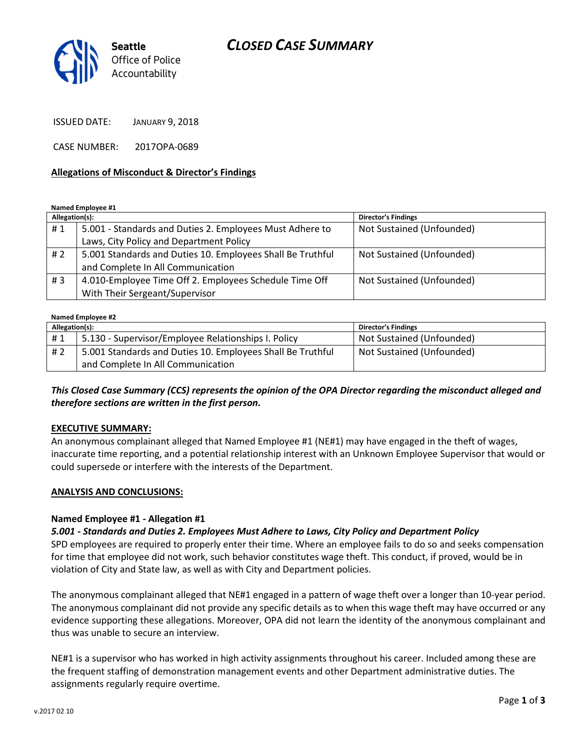Seattle Office of Police Accountability

# CLOSED CASE SUMMARY

ISSUED DATE: JANUARY 9, 2018

CASE NUMBER: 2017OPA-0689

## Allegations of Misconduct & Director's Findings

**Named Employee #1**

| Allegation(s): | | Director's Findings |
|---|---|---|
| # 1 | 5.001 - Standards and Duties 2. Employees Must Adhere to Laws, City Policy and Department Policy | Not Sustained (Unfounded) |
| # 2 | 5.001 Standards and Duties 10. Employees Shall Be Truthful and Complete In All Communication | Not Sustained (Unfounded) |
| # 3 | 4.010-Employee Time Off 2. Employees Schedule Time Off With Their Sergeant/Supervisor | Not Sustained (Unfounded) |

**Named Employee #2**

| Allegation(s): | | Director's Findings |
|---|---|---|
| # 1 | 5.130 - Supervisor/Employee Relationships I. Policy | Not Sustained (Unfounded) |
| # 2 | 5.001 Standards and Duties 10. Employees Shall Be Truthful and Complete In All Communication | Not Sustained (Unfounded) |

***This Closed Case Summary (CCS) represents the opinion of the OPA Director regarding the misconduct alleged and therefore sections are written in the first person.***

**EXECUTIVE SUMMARY:**

An anonymous complainant alleged that Named Employee #1 (NE#1) may have engaged in the theft of wages, inaccurate time reporting, and a potential relationship interest with an Unknown Employee Supervisor that would or could supersede or interfere with the interests of the Department.

**ANALYSIS AND CONCLUSIONS:**

**Named Employee #1 - Allegation #1**

***5.001 - Standards and Duties 2. Employees Must Adhere to Laws, City Policy and Department Policy***

SPD employees are required to properly enter their time. Where an employee fails to do so and seeks compensation for time that employee did not work, such behavior constitutes wage theft. This conduct, if proved, would be in violation of City and State law, as well as with City and Department policies.

The anonymous complainant alleged that NE#1 engaged in a pattern of wage theft over a longer than 10-year period. The anonymous complainant did not provide any specific details as to when this wage theft may have occurred or any evidence supporting these allegations. Moreover, OPA did not learn the identity of the anonymous complainant and thus was unable to secure an interview.

NE#1 is a supervisor who has worked in high activity assignments throughout his career. Included among these are the frequent staffing of demonstration management events and other Department administrative duties. The assignments regularly require overtime.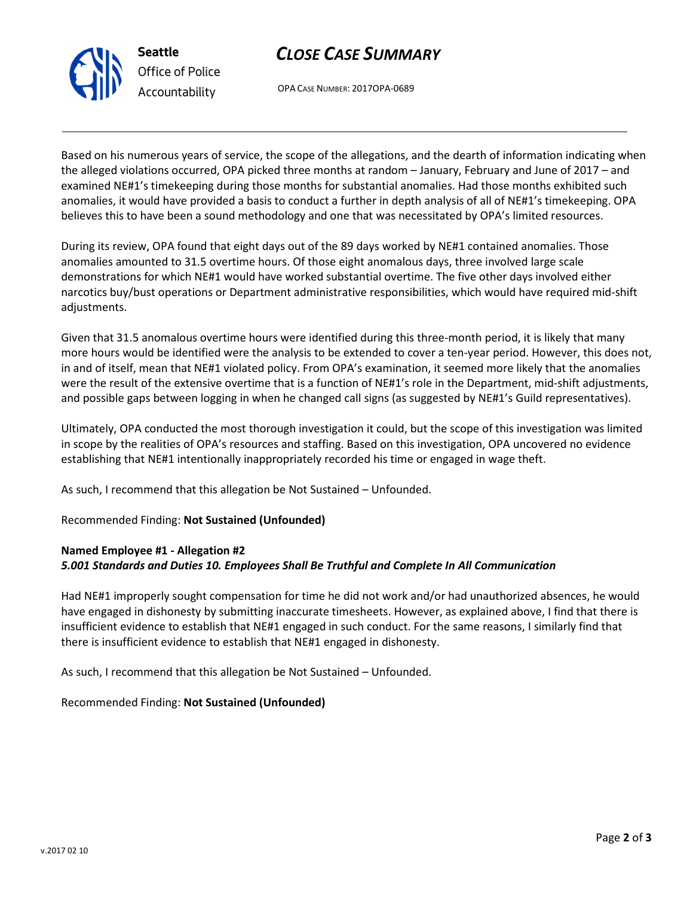Based on his numerous years of service, the scope of the allegations, and the dearth of information indicating when the alleged violations occurred, OPA picked three months at random – January, February and June of 2017 – and examined NE#1's timekeeping during those months for substantial anomalies. Had those months exhibited such anomalies, it would have provided a basis to conduct a further in depth analysis of all of NE#1's timekeeping. OPA believes this to have been a sound methodology and one that was necessitated by OPA's limited resources.

During its review, OPA found that eight days out of the 89 days worked by NE#1 contained anomalies. Those anomalies amounted to 31.5 overtime hours. Of those eight anomalous days, three involved large scale demonstrations for which NE#1 would have worked substantial overtime. The five other days involved either narcotics buy/bust operations or Department administrative responsibilities, which would have required mid-shift adjustments.

Given that 31.5 anomalous overtime hours were identified during this three-month period, it is likely that many more hours would be identified were the analysis to be extended to cover a ten-year period. However, this does not, in and of itself, mean that NE#1 violated policy. From OPA's examination, it seemed more likely that the anomalies were the result of the extensive overtime that is a function of NE#1's role in the Department, mid-shift adjustments, and possible gaps between logging in when he changed call signs (as suggested by NE#1's Guild representatives).

Ultimately, OPA conducted the most thorough investigation it could, but the scope of this investigation was limited in scope by the realities of OPA's resources and staffing. Based on this investigation, OPA uncovered no evidence establishing that NE#1 intentionally inappropriately recorded his time or engaged in wage theft.

As such, I recommend that this allegation be Not Sustained – Unfounded.

Recommended Finding: **Not Sustained (Unfounded)**

**Named Employee #1 - Allegation #2**
***5.001 Standards and Duties 10. Employees Shall Be Truthful and Complete In All Communication***

Had NE#1 improperly sought compensation for time he did not work and/or had unauthorized absences, he would have engaged in dishonesty by submitting inaccurate timesheets. However, as explained above, I find that there is insufficient evidence to establish that NE#1 engaged in such conduct. For the same reasons, I similarly find that there is insufficient evidence to establish that NE#1 engaged in dishonesty.

As such, I recommend that this allegation be Not Sustained – Unfounded.

Recommended Finding: **Not Sustained (Unfounded)**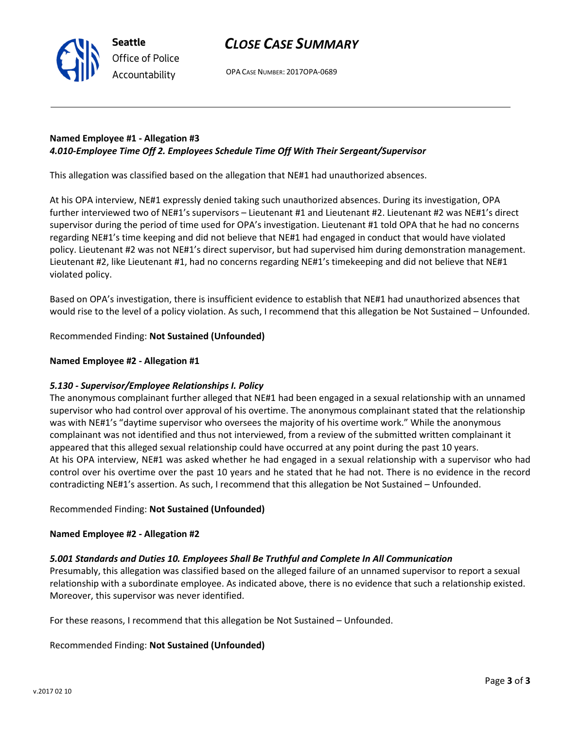**Named Employee #1 - Allegation #3**
***4.010-Employee Time Off 2. Employees Schedule Time Off With Their Sergeant/Supervisor***

This allegation was classified based on the allegation that NE#1 had unauthorized absences.

At his OPA interview, NE#1 expressly denied taking such unauthorized absences. During its investigation, OPA further interviewed two of NE#1's supervisors – Lieutenant #1 and Lieutenant #2. Lieutenant #2 was NE#1's direct supervisor during the period of time used for OPA's investigation. Lieutenant #1 told OPA that he had no concerns regarding NE#1's time keeping and did not believe that NE#1 had engaged in conduct that would have violated policy. Lieutenant #2 was not NE#1's direct supervisor, but had supervised him during demonstration management. Lieutenant #2, like Lieutenant #1, had no concerns regarding NE#1's timekeeping and did not believe that NE#1 violated policy.

Based on OPA's investigation, there is insufficient evidence to establish that NE#1 had unauthorized absences that would rise to the level of a policy violation. As such, I recommend that this allegation be Not Sustained – Unfounded.

Recommended Finding: **Not Sustained (Unfounded)**

**Named Employee #2 - Allegation #1**

***5.130 - Supervisor/Employee Relationships I. Policy***

The anonymous complainant further alleged that NE#1 had been engaged in a sexual relationship with an unnamed supervisor who had control over approval of his overtime. The anonymous complainant stated that the relationship was with NE#1's "daytime supervisor who oversees the majority of his overtime work." While the anonymous complainant was not identified and thus not interviewed, from a review of the submitted written complainant it appeared that this alleged sexual relationship could have occurred at any point during the past 10 years.
At his OPA interview, NE#1 was asked whether he had engaged in a sexual relationship with a supervisor who had control over his overtime over the past 10 years and he stated that he had not. There is no evidence in the record contradicting NE#1's assertion. As such, I recommend that this allegation be Not Sustained – Unfounded.

Recommended Finding: **Not Sustained (Unfounded)**

**Named Employee #2 - Allegation #2**

***5.001 Standards and Duties 10. Employees Shall Be Truthful and Complete In All Communication***

Presumably, this allegation was classified based on the alleged failure of an unnamed supervisor to report a sexual relationship with a subordinate employee. As indicated above, there is no evidence that such a relationship existed. Moreover, this supervisor was never identified.

For these reasons, I recommend that this allegation be Not Sustained – Unfounded.

Recommended Finding: **Not Sustained (Unfounded)**